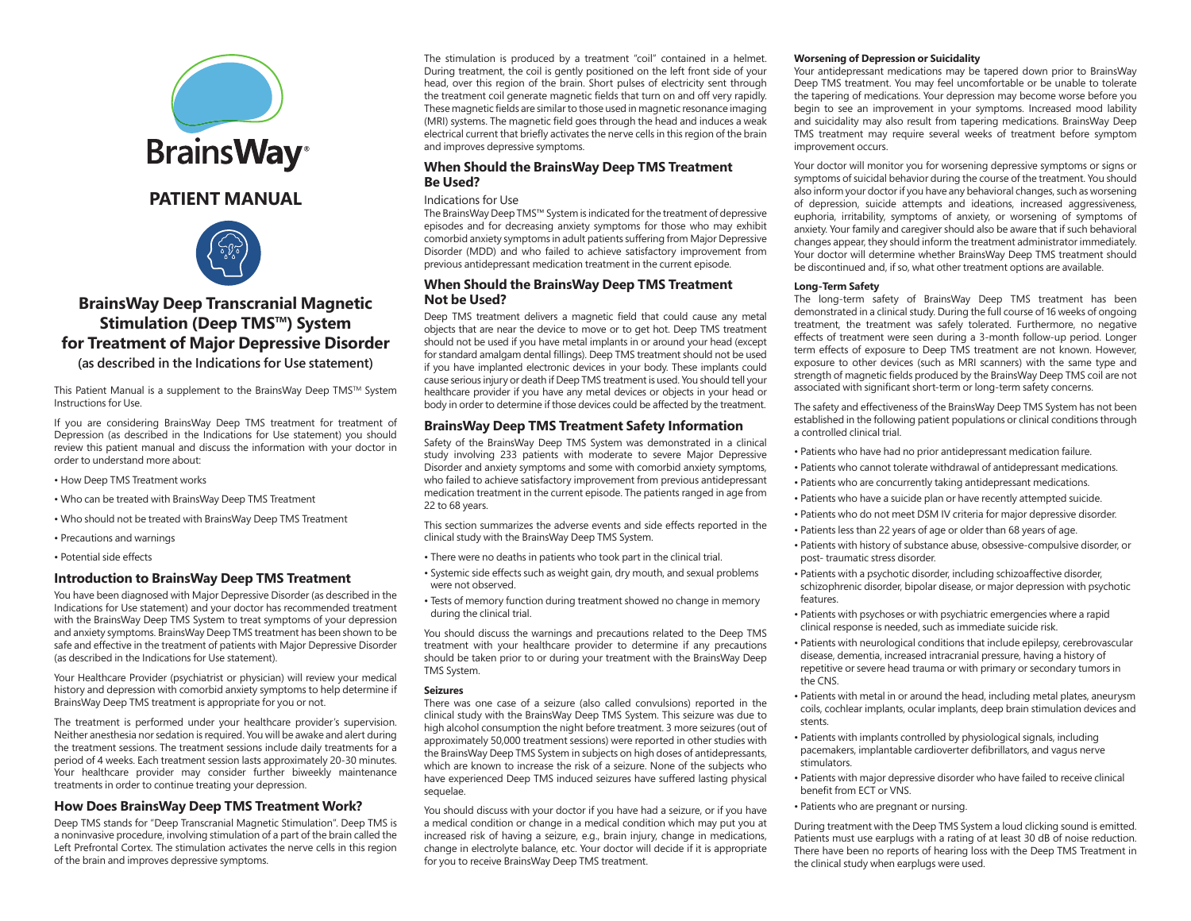BrainsWay®

# PATIENT MANUAL

# BrainsWay Deep Transcranial Magnetic Stimulation (Deep TMS™) System for Treatment of Major Depressive Disorder

**(as described in the Indications for Use statement)**

This Patient Manual is a supplement to the BrainsWay Deep TMS™ System Instructions for Use.

If you are considering BrainsWay Deep TMS treatment for treatment of Depression (as described in the Indications for Use statement) you should review this patient manual and discuss the information with your doctor in order to understand more about:

- How Deep TMS Treatment works
- Who can be treated with BrainsWay Deep TMS Treatment
- Who should not be treated with BrainsWay Deep TMS Treatment
- Precautions and warnings
- Potential side effects

## Introduction to BrainsWay Deep TMS Treatment

You have been diagnosed with Major Depressive Disorder (as described in the Indications for Use statement) and your doctor has recommended treatment with the BrainsWay Deep TMS System to treat symptoms of your depression and anxiety symptoms. BrainsWay Deep TMS treatment has been shown to be safe and effective in the treatment of patients with Major Depressive Disorder (as described in the Indications for Use statement).

Your Healthcare Provider (psychiatrist or physician) will review your medical history and depression with comorbid anxiety symptoms to help determine if BrainsWay Deep TMS treatment is appropriate for you or not.

The treatment is performed under your healthcare provider's supervision. Neither anesthesia nor sedation is required. You will be awake and alert during the treatment sessions. The treatment sessions include daily treatments for a period of 4 weeks. Each treatment session lasts approximately 20-30 minutes. Your healthcare provider may consider further biweekly maintenance treatments in order to continue treating your depression.

## How Does BrainsWay Deep TMS Treatment Work?

Deep TMS stands for "Deep Transcranial Magnetic Stimulation". Deep TMS is a noninvasive procedure, involving stimulation of a part of the brain called the Left Prefrontal Cortex. The stimulation activates the nerve cells in this region of the brain and improves depressive symptoms.

The stimulation is produced by a treatment "coil" contained in a helmet. During treatment, the coil is gently positioned on the left front side of your head, over this region of the brain. Short pulses of electricity sent through the treatment coil generate magnetic fields that turn on and off very rapidly. These magnetic fields are similar to those used in magnetic resonance imaging (MRI) systems. The magnetic field goes through the head and induces a weak electrical current that briefly activates the nerve cells in this region of the brain and improves depressive symptoms.

## When Should the BrainsWay Deep TMS Treatment Be Used?

Indications for Use

The BrainsWay Deep TMS™ System is indicated for the treatment of depressive episodes and for decreasing anxiety symptoms for those who may exhibit comorbid anxiety symptoms in adult patients suffering from Major Depressive Disorder (MDD) and who failed to achieve satisfactory improvement from previous antidepressant medication treatment in the current episode.

## When Should the BrainsWay Deep TMS Treatment Not be Used?

Deep TMS treatment delivers a magnetic field that could cause any metal objects that are near the device to move or to get hot. Deep TMS treatment should not be used if you have metal implants in or around your head (except for standard amalgam dental fillings). Deep TMS treatment should not be used if you have implanted electronic devices in your body. These implants could cause serious injury or death if Deep TMS treatment is used. You should tell your healthcare provider if you have any metal devices or objects in your head or body in order to determine if those devices could be affected by the treatment.

## BrainsWay Deep TMS Treatment Safety Information

Safety of the BrainsWay Deep TMS System was demonstrated in a clinical study involving 233 patients with moderate to severe Major Depressive Disorder and anxiety symptoms and some with comorbid anxiety symptoms, who failed to achieve satisfactory improvement from previous antidepressant medication treatment in the current episode. The patients ranged in age from 22 to 68 years.

This section summarizes the adverse events and side effects reported in the clinical study with the BrainsWay Deep TMS System.

- There were no deaths in patients who took part in the clinical trial.
- Systemic side effects such as weight gain, dry mouth, and sexual problems were not observed.
- Tests of memory function during treatment showed no change in memory during the clinical trial.

You should discuss the warnings and precautions related to the Deep TMS treatment with your healthcare provider to determine if any precautions should be taken prior to or during your treatment with the BrainsWay Deep TMS System.

#### Seizures

There was one case of a seizure (also called convulsions) reported in the clinical study with the BrainsWay Deep TMS System. This seizure was due to high alcohol consumption the night before treatment. 3 more seizures (out of approximately 50,000 treatment sessions) were reported in other studies with the BrainsWay Deep TMS System in subjects on high doses of antidepressants, which are known to increase the risk of a seizure. None of the subjects who have experienced Deep TMS induced seizures have suffered lasting physical sequelae.

You should discuss with your doctor if you have had a seizure, or if you have a medical condition or change in a medical condition which may put you at increased risk of having a seizure, e.g., brain injury, change in medications, change in electrolyte balance, etc. Your doctor will decide if it is appropriate for you to receive BrainsWay Deep TMS treatment.

#### Worsening of Depression or Suicidality

Your antidepressant medications may be tapered down prior to BrainsWay Deep TMS treatment. You may feel uncomfortable or be unable to tolerate the tapering of medications. Your depression may become worse before you begin to see an improvement in your symptoms. Increased mood lability and suicidality may also result from tapering medications. BrainsWay Deep TMS treatment may require several weeks of treatment before symptom improvement occurs.

Your doctor will monitor you for worsening depressive symptoms or signs or symptoms of suicidal behavior during the course of the treatment. You should also inform your doctor if you have any behavioral changes, such as worsening of depression, suicide attempts and ideations, increased aggressiveness, euphoria, irritability, symptoms of anxiety, or worsening of symptoms of anxiety. Your family and caregiver should also be aware that if such behavioral changes appear, they should inform the treatment administrator immediately. Your doctor will determine whether BrainsWay Deep TMS treatment should be discontinued and, if so, what other treatment options are available.

#### Long-Term Safety

The long-term safety of BrainsWay Deep TMS treatment has been demonstrated in a clinical study. During the full course of 16 weeks of ongoing treatment, the treatment was safely tolerated. Furthermore, no negative effects of treatment were seen during a 3-month follow-up period. Longer term effects of exposure to Deep TMS treatment are not known. However, exposure to other devices (such as MRI scanners) with the same type and strength of magnetic fields produced by the BrainsWay Deep TMS coil are not associated with significant short-term or long-term safety concerns.

The safety and effectiveness of the BrainsWay Deep TMS System has not been established in the following patient populations or clinical conditions through a controlled clinical trial.

- Patients who have had no prior antidepressant medication failure.
- Patients who cannot tolerate withdrawal of antidepressant medications.
- Patients who are concurrently taking antidepressant medications.
- Patients who have a suicide plan or have recently attempted suicide.
- Patients who do not meet DSM IV criteria for major depressive disorder.
- Patients less than 22 years of age or older than 68 years of age.
- Patients with history of substance abuse, obsessive-compulsive disorder, or post- traumatic stress disorder.
- Patients with a psychotic disorder, including schizoaffective disorder, schizophrenic disorder, bipolar disease, or major depression with psychotic features.
- Patients with psychoses or with psychiatric emergencies where a rapid clinical response is needed, such as immediate suicide risk.
- Patients with neurological conditions that include epilepsy, cerebrovascular disease, dementia, increased intracranial pressure, having a history of repetitive or severe head trauma or with primary or secondary tumors in the CNS.
- Patients with metal in or around the head, including metal plates, aneurysm coils, cochlear implants, ocular implants, deep brain stimulation devices and stents.
- Patients with implants controlled by physiological signals, including pacemakers, implantable cardioverter defibrillators, and vagus nerve stimulators.
- Patients with major depressive disorder who have failed to receive clinical benefit from ECT or VNS.
- Patients who are pregnant or nursing.

During treatment with the Deep TMS System a loud clicking sound is emitted. Patients must use earplugs with a rating of at least 30 dB of noise reduction. There have been no reports of hearing loss with the Deep TMS Treatment in the clinical study when earplugs were used.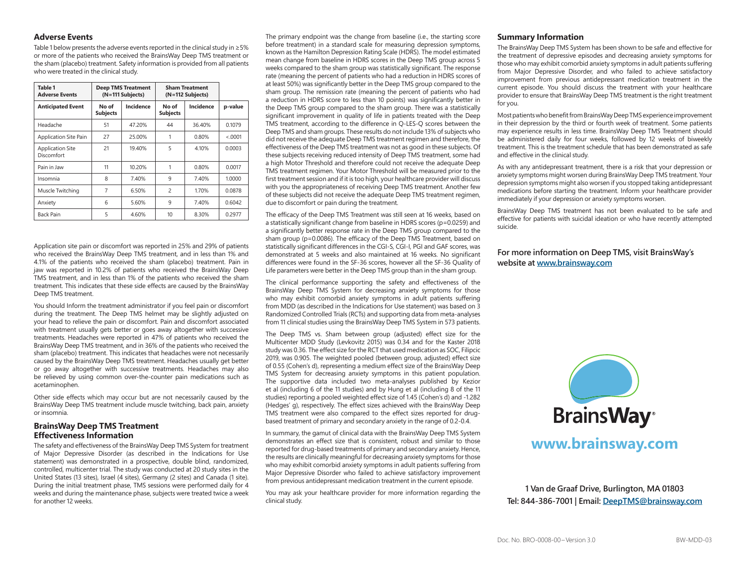## Adverse Events

Table 1 below presents the adverse events reported in the clinical study in ≥5% or more of the patients who received the BrainsWay Deep TMS treatment or the sham (placebo) treatment. Safety information is provided from all patients who were treated in the clinical study.

| Table 1 Adverse Events | Deep TMS Treatment (N=111 Subjects) | | Sham Treatment (N=112 Subjects) | | |
|---|---|---|---|---|---|
| **Anticipated Event** | **No of Subjects** | **Incidence** | **No of Subjects** | **Incidence** | **p-value** |
| Headache | 51 | 47.20% | 44 | 36.40% | 0.1079 |
| Application Site Pain | 27 | 25.00% | 1 | 0.80% | <.0001 |
| Application Site Discomfort | 21 | 19.40% | 5 | 4.10% | 0.0003 |
| Pain in Jaw | 11 | 10.20% | 1 | 0.80% | 0.0017 |
| Insomnia | 8 | 7.40% | 9 | 7.40% | 1.0000 |
| Muscle Twitching | 7 | 6.50% | 2 | 1.70% | 0.0878 |
| Anxiety | 6 | 5.60% | 9 | 7.40% | 0.6042 |
| Back Pain | 5 | 4.60% | 10 | 8.30% | 0.2977 |

Application site pain or discomfort was reported in 25% and 29% of patients who received the BrainsWay Deep TMS treatment, and in less than 1% and 4.1% of the patients who received the sham (placebo) treatment. Pain in jaw was reported in 10.2% of patients who received the BrainsWay Deep TMS treatment, and in less than 1% of the patients who received the sham treatment. This indicates that these side effects are caused by the BrainsWay Deep TMS treatment.

You should Inform the treatment administrator if you feel pain or discomfort during the treatment. The Deep TMS helmet may be slightly adjusted on your head to relieve the pain or discomfort. Pain and discomfort associated with treatment usually gets better or goes away altogether with successive treatments. Headaches were reported in 47% of patients who received the BrainsWay Deep TMS treatment, and in 36% of the patients who received the sham (placebo) treatment. This indicates that headaches were not necessarily caused by the BrainsWay Deep TMS treatment. Headaches usually get better or go away altogether with successive treatments. Headaches may also be relieved by using common over-the-counter pain medications such as acetaminophen.

Other side effects which may occur but are not necessarily caused by the BrainsWay Deep TMS treatment include muscle twitching, back pain, anxiety or insomnia.

## BrainsWay Deep TMS Treatment Effectiveness Information

The safety and effectiveness of the BrainsWay Deep TMS System for treatment of Major Depressive Disorder (as described in the Indications for Use statement) was demonstrated in a prospective, double blind, randomized, controlled, multicenter trial. The study was conducted at 20 study sites in the United States (13 sites), Israel (4 sites), Germany (2 sites) and Canada (1 site). During the initial treatment phase, TMS sessions were performed daily for 4 weeks and during the maintenance phase, subjects were treated twice a week for another 12 weeks.

The primary endpoint was the change from baseline (i.e., the starting score before treatment) in a standard scale for measuring depression symptoms, known as the Hamilton Depression Rating Scale (HDRS). The model estimated mean change from baseline in HDRS scores in the Deep TMS group across 5 weeks compared to the sham group was statistically significant. The response rate (meaning the percent of patients who had a reduction in HDRS scores of at least 50%) was significantly better in the Deep TMS group compared to the sham group. The remission rate (meaning the percent of patients who had a reduction in HDRS score to less than 10 points) was significantly better in the Deep TMS group compared to the sham group. There was a statistically significant improvement in quality of life in patients treated with the Deep TMS treatment, according to the difference in Q-LES-Q scores between the Deep TMS and sham groups. These results do not include 13% of subjects who did not receive the adequate Deep TMS treatment regimen and therefore, the effectiveness of the Deep TMS treatment was not as good in these subjects. Of these subjects receiving reduced intensity of Deep TMS treatment, some had a high Motor Threshold and therefore could not receive the adequate Deep TMS treatment regimen. Your Motor Threshold will be measured prior to the first treatment session and if it is too high, your healthcare provider will discuss with you the appropriateness of receiving Deep TMS treatment. Another few of these subjects did not receive the adequate Deep TMS treatment regimen, due to discomfort or pain during the treatment.

The efficacy of the Deep TMS Treatment was still seen at 16 weeks, based on a statistically significant change from baseline in HDRS scores (p=0.0259) and a significantly better response rate in the Deep TMS group compared to the sham group (p=0.0086). The efficacy of the Deep TMS Treatment, based on statistically significant differences in the CGI-S, CGI-I, PGI and GAF scores, was demonstrated at 5 weeks and also maintained at 16 weeks. No significant differences were found in the SF-36 scores, however all the SF-36 Quality of Life parameters were better in the Deep TMS group than in the sham group.

The clinical performance supporting the safety and effectiveness of the BrainsWay Deep TMS System for decreasing anxiety symptoms for those who may exhibit comorbid anxiety symptoms in adult patients suffering from MDD (as described in the Indications for Use statement) was based on 3 Randomized Controlled Trials (RCTs) and supporting data from meta-analyses from 11 clinical studies using the BrainsWay Deep TMS System in 573 patients.

The Deep TMS vs. Sham between group (adjusted) effect size for the Multicenter MDD Study (Levkovitz 2015) was 0.34 and for the Kaster 2018 study was 0.36. The effect size for the RCT that used medication as SOC, Filipcic 2019, was 0.905. The weighted pooled (between group, adjusted) effect size of 0.55 (Cohen's d), representing a medium effect size of the BrainsWay Deep TMS System for decreasing anxiety symptoms in this patient population. The supportive data included two meta-analyses published by Kezior et al (including 6 of the 11 studies) and by Hung et al (including 8 of the 11 studies) reporting a pooled weighted effect size of 1.45 (Cohen's d) and -1.282 (Hedges' g), respectively. The effect sizes achieved with the BrainsWay Deep TMS treatment were also compared to the effect sizes reported for drug-based treatment of primary and secondary anxiety in the range of 0.2-0.4.

In summary, the gamut of clinical data with the BrainsWay Deep TMS System demonstrates an effect size that is consistent, robust and similar to those reported for drug-based treatments of primary and secondary anxiety. Hence, the results are clinically meaningful for decreasing anxiety symptoms for those who may exhibit comorbid anxiety symptoms in adult patients suffering from Major Depressive Disorder who failed to achieve satisfactory improvement from previous antidepressant medication treatment in the current episode.

You may ask your healthcare provider for more information regarding the clinical study.

## Summary Information

The BrainsWay Deep TMS System has been shown to be safe and effective for the treatment of depressive episodes and decreasing anxiety symptoms for those who may exhibit comorbid anxiety symptoms in adult patients suffering from Major Depressive Disorder, and who failed to achieve satisfactory improvement from previous antidepressant medication treatment in the current episode. You should discuss the treatment with your healthcare provider to ensure that BrainsWay Deep TMS treatment is the right treatment for you.

Most patients who benefit from BrainsWay Deep TMS experience improvement in their depression by the third or fourth week of treatment. Some patients may experience results in less time. BrainsWay Deep TMS Treatment should be administered daily for four weeks, followed by 12 weeks of biweekly treatment. This is the treatment schedule that has been demonstrated as safe and effective in the clinical study.

As with any antidepressant treatment, there is a risk that your depression or anxiety symptoms might worsen during BrainsWay Deep TMS treatment. Your depression symptoms might also worsen if you stopped taking antidepressant medications before starting the treatment. Inform your healthcare provider immediately if your depression or anxiety symptoms worsen.

BrainsWay Deep TMS treatment has not been evaluated to be safe and effective for patients with suicidal ideation or who have recently attempted suicide.

**For more information on Deep TMS, visit BrainsWay's website at www.brainsway.com**

BrainsWay®

**www.brainsway.com**

**1 Van de Graaf Drive, Burlington, MA 01803**
**Tel: 844-386-7001 | Email: DeepTMS@brainsway.com**

Doc. No. BRO-0008-00 – Version 3.0 BW-MDD-03